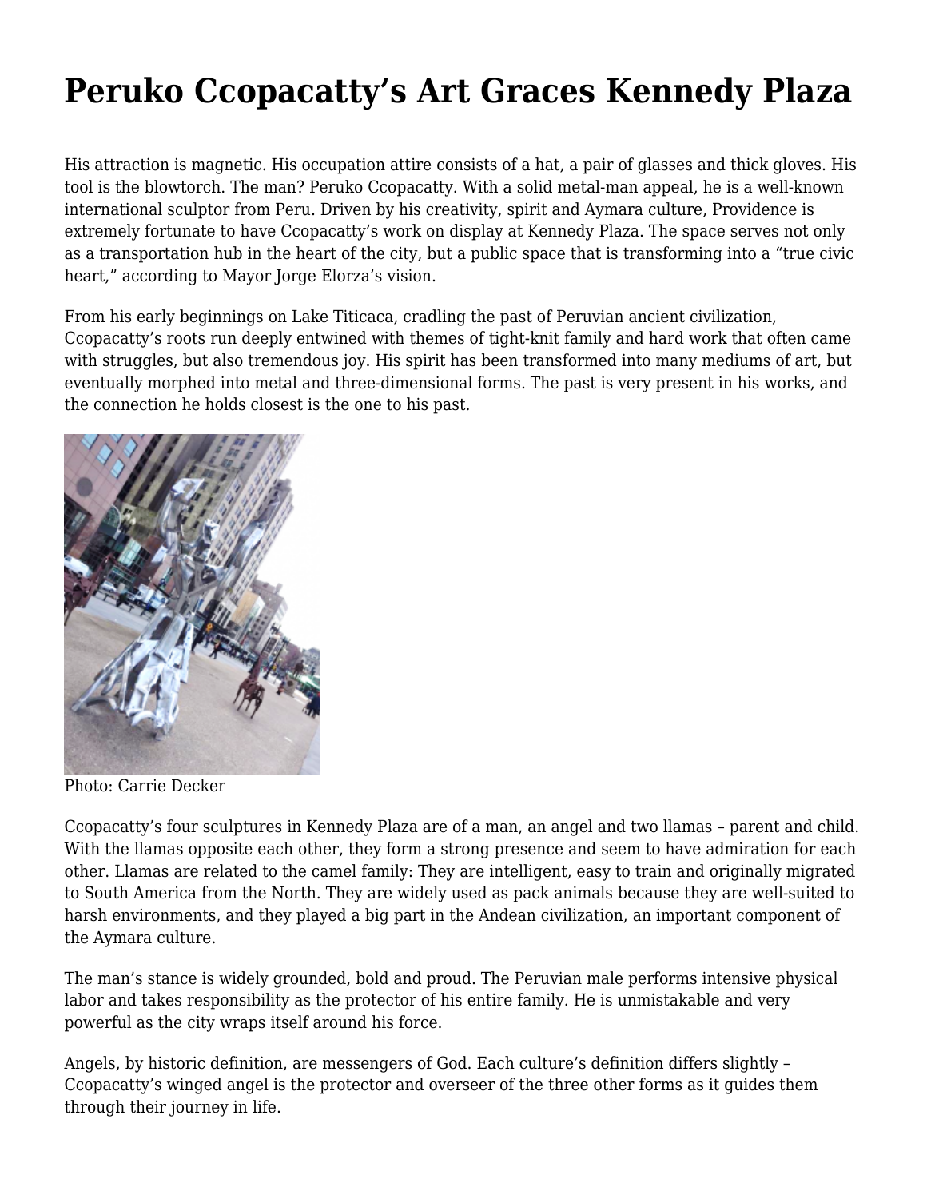# Peruko Ccopacatty's Art Graces Kennedy Plaza

His attraction is magnetic. His occupation attire consists of a hat, a pair of glasses and thick gloves. His tool is the blowtorch. The man? Peruko Ccopacatty. With a solid metal-man appeal, he is a well-known international sculptor from Peru. Driven by his creativity, spirit and Aymara culture, Providence is extremely fortunate to have Ccopacatty's work on display at Kennedy Plaza. The space serves not only as a transportation hub in the heart of the city, but a public space that is transforming into a "true civic heart," according to Mayor Jorge Elorza's vision.

From his early beginnings on Lake Titicaca, cradling the past of Peruvian ancient civilization, Ccopacatty's roots run deeply entwined with themes of tight-knit family and hard work that often came with struggles, but also tremendous joy. His spirit has been transformed into many mediums of art, but eventually morphed into metal and three-dimensional forms. The past is very present in his works, and the connection he holds closest is the one to his past.

Photo: Carrie Decker

Ccopacatty's four sculptures in Kennedy Plaza are of a man, an angel and two llamas – parent and child. With the llamas opposite each other, they form a strong presence and seem to have admiration for each other. Llamas are related to the camel family: They are intelligent, easy to train and originally migrated to South America from the North. They are widely used as pack animals because they are well-suited to harsh environments, and they played a big part in the Andean civilization, an important component of the Aymara culture.

The man's stance is widely grounded, bold and proud. The Peruvian male performs intensive physical labor and takes responsibility as the protector of his entire family. He is unmistakable and very powerful as the city wraps itself around his force.

Angels, by historic definition, are messengers of God. Each culture's definition differs slightly – Ccopacatty's winged angel is the protector and overseer of the three other forms as it guides them through their journey in life.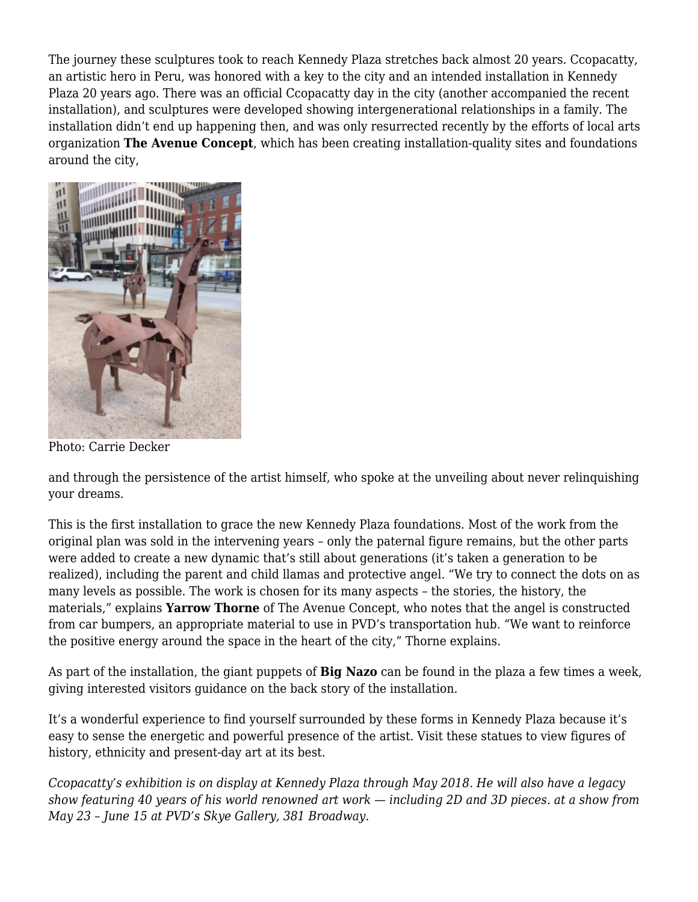The journey these sculptures took to reach Kennedy Plaza stretches back almost 20 years. Ccopacatty, an artistic hero in Peru, was honored with a key to the city and an intended installation in Kennedy Plaza 20 years ago. There was an official Ccopacatty day in the city (another accompanied the recent installation), and sculptures were developed showing intergenerational relationships in a family. The installation didn't end up happening then, and was only resurrected recently by the efforts of local arts organization **The Avenue Concept**, which has been creating installation-quality sites and foundations around the city,

Photo: Carrie Decker

and through the persistence of the artist himself, who spoke at the unveiling about never relinquishing your dreams.

This is the first installation to grace the new Kennedy Plaza foundations. Most of the work from the original plan was sold in the intervening years – only the paternal figure remains, but the other parts were added to create a new dynamic that's still about generations (it's taken a generation to be realized), including the parent and child llamas and protective angel. "We try to connect the dots on as many levels as possible. The work is chosen for its many aspects – the stories, the history, the materials," explains **Yarrow Thorne** of The Avenue Concept, who notes that the angel is constructed from car bumpers, an appropriate material to use in PVD's transportation hub. "We want to reinforce the positive energy around the space in the heart of the city," Thorne explains.

As part of the installation, the giant puppets of **Big Nazo** can be found in the plaza a few times a week, giving interested visitors guidance on the back story of the installation.

It's a wonderful experience to find yourself surrounded by these forms in Kennedy Plaza because it's easy to sense the energetic and powerful presence of the artist. Visit these statues to view figures of history, ethnicity and present-day art at its best.

*Ccopacatty's exhibition is on display at Kennedy Plaza through May 2018. He will also have a legacy show featuring 40 years of his world renowned art work — including 2D and 3D pieces. at a show from May 23 – June 15 at PVD's Skye Gallery, 381 Broadway.*